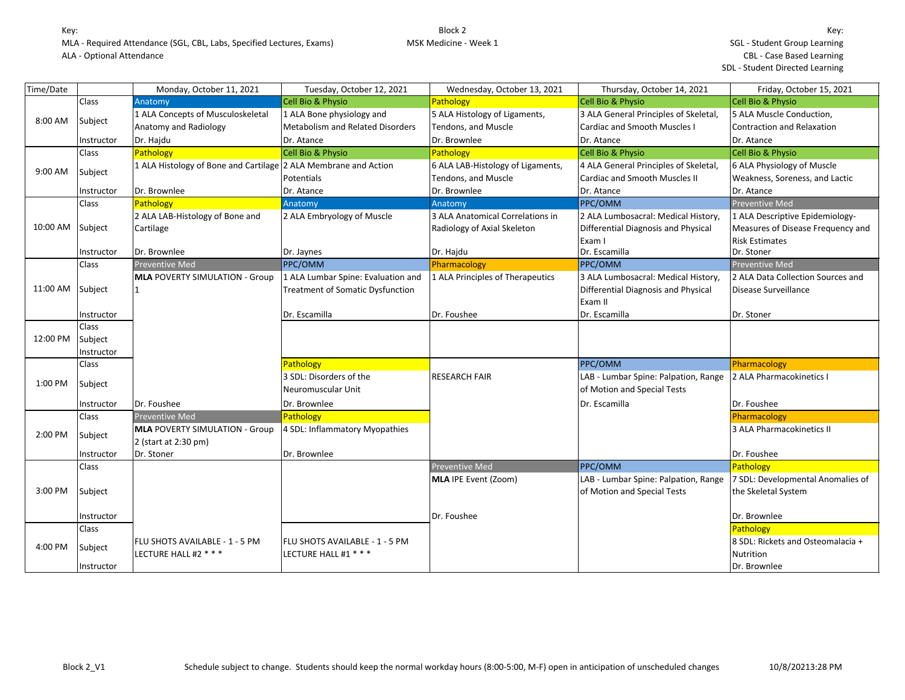Key:
MLA - Required Attendance (SGL, CBL, Labs, Specified Lectures, Exams)
ALA - Optional Attendance

Block 2
MSK Medicine - Week 1

Key:
SGL - Student Group Learning
CBL - Case Based Learning
SDL - Student Directed Learning

| Time/Date | | Monday, October 11, 2021 | Tuesday, October 12, 2021 | Wednesday, October 13, 2021 | Thursday, October 14, 2021 | Friday, October 15, 2021 |
|---|---|---|---|---|---|---|
| 8:00 AM | Class | Anatomy | Cell Bio & Physio | Pathology | Cell Bio & Physio | Cell Bio & Physio |
| | Subject | 1 ALA Concepts of Musculoskeletal Anatomy and Radiology | 1 ALA Bone physiology and Metabolism and Related Disorders | 5 ALA Histology of Ligaments, Tendons, and Muscle | 3 ALA General Principles of Skeletal, Cardiac and Smooth Muscles I | 5 ALA Muscle Conduction, Contraction and Relaxation |
| | Instructor | Dr. Hajdu | Dr. Atance | Dr. Brownlee | Dr. Atance | Dr. Atance |
| 9:00 AM | Class | Pathology | Cell Bio & Physio | Pathology | Cell Bio & Physio | Cell Bio & Physio |
| | Subject | 1 ALA Histology of Bone and Cartilage | 2 ALA Membrane and Action Potentials | 6 ALA LAB-Histology of Ligaments, Tendons, and Muscle | 4 ALA General Principles of Skeletal, Cardiac and Smooth Muscles II | 6 ALA Physiology of Muscle Weakness, Soreness, and Lactic |
| | Instructor | Dr. Brownlee | Dr. Atance | Dr. Brownlee | Dr. Atance | Dr. Atance |
| 10:00 AM | Class | Pathology | Anatomy | Anatomy | PPC/OMM | Preventive Med |
| | Subject | 2 ALA LAB-Histology of Bone and Cartilage | 2 ALA Embryology of Muscle | 3 ALA Anatomical Correlations in Radiology of Axial Skeleton | 2 ALA Lumbosacral: Medical History, Differential Diagnosis and Physical Exam I | 1 ALA Descriptive Epidemiology- Measures of Disease Frequency and Risk Estimates |
| | Instructor | Dr. Brownlee | Dr. Jaynes | Dr. Hajdu | Dr. Escamilla | Dr. Stoner |
| 11:00 AM | Class | Preventive Med | PPC/OMM | Pharmacology | PPC/OMM | Preventive Med |
| | Subject | **MLA** POVERTY SIMULATION - Group 1 | 1 ALA Lumbar Spine: Evaluation and Treatment of Somatic Dysfunction | 1 ALA Principles of Therapeutics | 3 ALA Lumbosacral: Medical History, Differential Diagnosis and Physical Exam II | 2 ALA Data Collection Sources and Disease Surveillance |
| | Instructor | | Dr. Escamilla | Dr. Foushee | Dr. Escamilla | Dr. Stoner |
| 12:00 PM | Class | | | | | |
| | Subject | | | | | |
| | Instructor | | | | | |
| 1:00 PM | Class | | Pathology | | PPC/OMM | Pharmacology |
| | Subject | | 3 SDL: Disorders of the Neuromuscular Unit | RESEARCH FAIR | LAB - Lumbar Spine: Palpation, Range of Motion and Special Tests | 2 ALA Pharmacokinetics I |
| | Instructor | Dr. Foushee | Dr. Brownlee | | Dr. Escamilla | Dr. Foushee |
| 2:00 PM | Class | Preventive Med | Pathology | | | Pharmacology |
| | Subject | **MLA** POVERTY SIMULATION - Group 2 (start at 2:30 pm) | 4 SDL: Inflammatory Myopathies | | | 3 ALA Pharmacokinetics II |
| | Instructor | Dr. Stoner | Dr. Brownlee | | | Dr. Foushee |
| 3:00 PM | Class | | | Preventive Med | PPC/OMM | Pathology |
| | Subject | | | **MLA** IPE Event (Zoom) | LAB - Lumbar Spine: Palpation, Range of Motion and Special Tests | 7 SDL: Developmental Anomalies of the Skeletal System |
| | Instructor | | | Dr. Foushee | | Dr. Brownlee |
| 4:00 PM | Class | | | | | Pathology |
| | Subject | FLU SHOTS AVAILABLE - 1 - 5 PM LECTURE HALL #2 * * * | FLU SHOTS AVAILABLE - 1 - 5 PM LECTURE HALL #1 * * * | | | 8 SDL: Rickets and Osteomalacia + Nutrition |
| | Instructor | | | | | Dr. Brownlee |

Block 2_V1 Schedule subject to change. Students should keep the normal workday hours (8:00-5:00, M-F) open in anticipation of unscheduled changes 10/8/20213:28 PM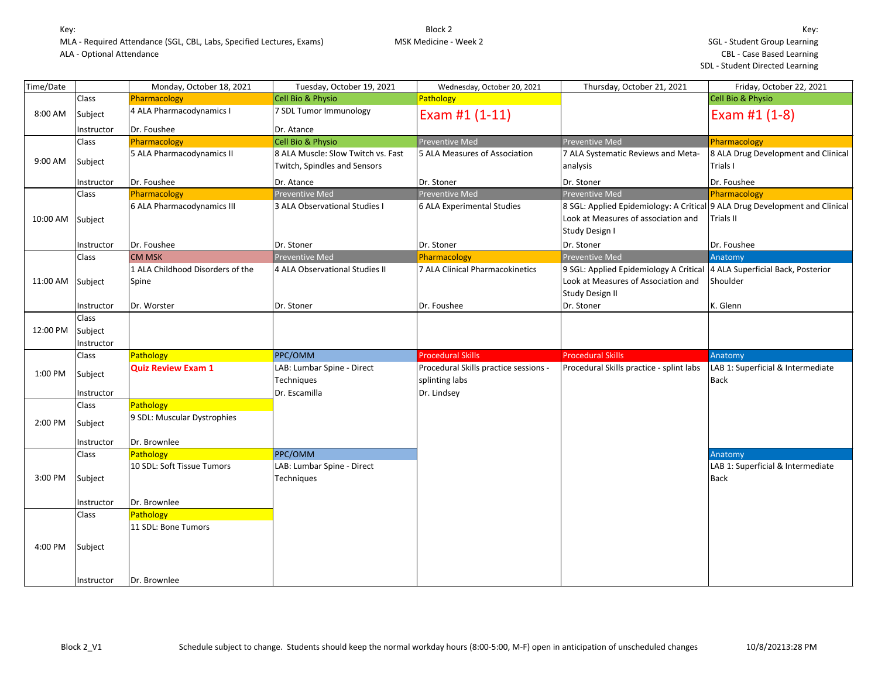Key:
MLA - Required Attendance (SGL, CBL, Labs, Specified Lectures, Exams)
ALA - Optional Attendance

Block 2
MSK Medicine - Week 2

Key:
SGL - Student Group Learning
CBL - Case Based Learning
SDL - Student Directed Learning

| Time/Date | | Monday, October 18, 2021 | Tuesday, October 19, 2021 | Wednesday, October 20, 2021 | Thursday, October 21, 2021 | Friday, October 22, 2021 |
|---|---|---|---|---|---|---|
| 8:00 AM | Class | Pharmacology | Cell Bio & Physio | Pathology | | Cell Bio & Physio |
| | Subject | 4 ALA Pharmacodynamics I | 7 SDL Tumor Immunology | Exam #1 (1-11) | | Exam #1 (1-8) |
| | Instructor | Dr. Foushee | Dr. Atance | | | |
| 9:00 AM | Class | Pharmacology | Cell Bio & Physio | Preventive Med | Preventive Med | Pharmacology |
| | Subject | 5 ALA Pharmacodynamics II | 8 ALA Muscle: Slow Twitch vs. Fast Twitch, Spindles and Sensors | 5 ALA Measures of Association | 7 ALA Systematic Reviews and Meta-analysis | 8 ALA Drug Development and Clinical Trials I |
| | Instructor | Dr. Foushee | Dr. Atance | Dr. Stoner | Dr. Stoner | Dr. Foushee |
| 10:00 AM | Class | Pharmacology | Preventive Med | Preventive Med | Preventive Med | Pharmacology |
| | Subject | 6 ALA Pharmacodynamics III | 3 ALA Observational Studies I | 6 ALA Experimental Studies | 8 SGL: Applied Epidemiology: A Critical Look at Measures of association and Study Design I | 9 ALA Drug Development and Clinical Trials II |
| | Instructor | Dr. Foushee | Dr. Stoner | Dr. Stoner | Dr. Stoner | Dr. Foushee |
| 11:00 AM | Class | CM MSK | Preventive Med | Pharmacology | Preventive Med | Anatomy |
| | Subject | 1 ALA Childhood Disorders of the Spine | 4 ALA Observational Studies II | 7 ALA Clinical Pharmacokinetics | 9 SGL: Applied Epidemiology A Critical Look at Measures of Association and Study Design II | 4 ALA Superficial Back, Posterior Shoulder |
| | Instructor | Dr. Worster | Dr. Stoner | Dr. Foushee | Dr. Stoner | K. Glenn |
| 12:00 PM | Class | | | | | |
| | Subject | | | | | |
| | Instructor | | | | | |
| 1:00 PM | Class | Pathology | PPC/OMM | Procedural Skills | Procedural Skills | Anatomy |
| | Subject | **Quiz Review Exam 1** | LAB: Lumbar Spine - Direct Techniques | Procedural Skills practice sessions - splinting labs | Procedural Skills practice - splint labs | LAB 1: Superficial & Intermediate Back |
| | Instructor | | Dr. Escamilla | Dr. Lindsey | | |
| 2:00 PM | Class | Pathology | | | | |
| | Subject | 9 SDL: Muscular Dystrophies | | | | |
| | Instructor | Dr. Brownlee | | | | |
| 3:00 PM | Class | Pathology | PPC/OMM | | | Anatomy |
| | Subject | 10 SDL: Soft Tissue Tumors | LAB: Lumbar Spine - Direct Techniques | | | LAB 1: Superficial & Intermediate Back |
| | Instructor | Dr. Brownlee | | | | |
| 4:00 PM | Class | Pathology | | | | |
| | Subject | 11 SDL: Bone Tumors | | | | |
| | Instructor | Dr. Brownlee | | | | |

Block 2_V1 — Schedule subject to change. Students should keep the normal workday hours (8:00-5:00, M-F) open in anticipation of unscheduled changes — 10/8/20213:28 PM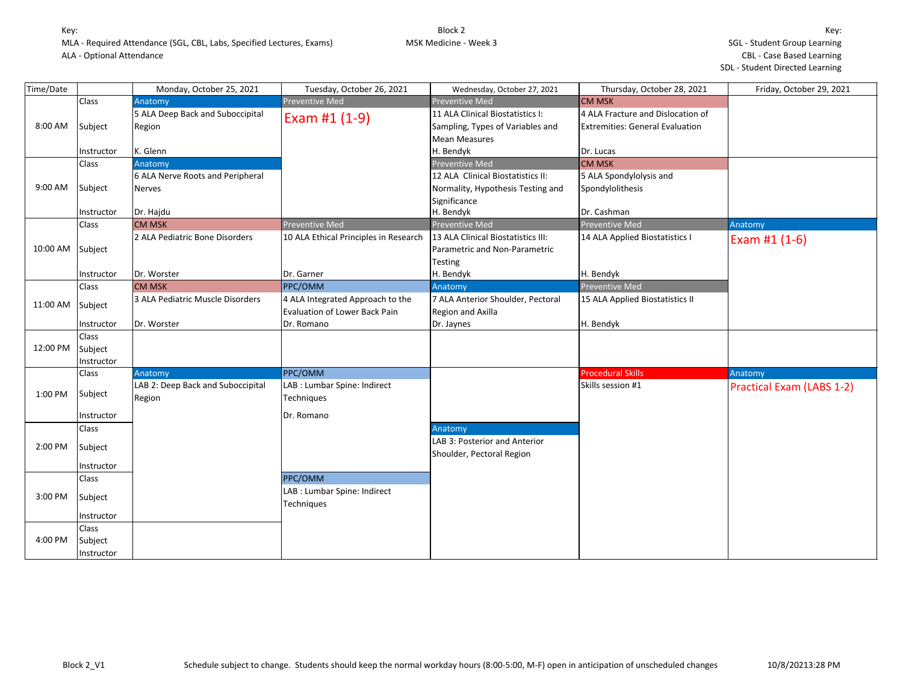Key:
MLA - Required Attendance (SGL, CBL, Labs, Specified Lectures, Exams)
ALA - Optional Attendance

Block 2
MSK Medicine - Week 3

Key:
SGL - Student Group Learning
CBL - Case Based Learning
SDL - Student Directed Learning

| Time/Date | | Monday, October 25, 2021 | Tuesday, October 26, 2021 | Wednesday, October 27, 2021 | Thursday, October 28, 2021 | Friday, October 29, 2021 |
|---|---|---|---|---|---|---|
| 8:00 AM | Class | Anatomy | Preventive Med | Preventive Med | CM MSK | |
| | Subject | 5 ALA Deep Back and Suboccipital Region | Exam #1 (1-9) | 11 ALA Clinical Biostatistics I: Sampling, Types of Variables and Mean Measures | 4 ALA Fracture and Dislocation of Extremities: General Evaluation | |
| | Instructor | K. Glenn | | H. Bendyk | Dr. Lucas | |
| 9:00 AM | Class | Anatomy | | Preventive Med | CM MSK | |
| | Subject | 6 ALA Nerve Roots and Peripheral Nerves | | 12 ALA Clinical Biostatistics II: Normality, Hypothesis Testing and Significance | 5 ALA Spondylolysis and Spondylolithesis | |
| | Instructor | Dr. Hajdu | | H. Bendyk | Dr. Cashman | |
| 10:00 AM | Class | CM MSK | Preventive Med | Preventive Med | Preventive Med | Anatomy |
| | Subject | 2 ALA Pediatric Bone Disorders | 10 ALA Ethical Principles in Research | 13 ALA Clinical Biostatistics III: Parametric and Non-Parametric Testing | 14 ALA Applied Biostatistics I | Exam #1 (1-6) |
| | Instructor | Dr. Worster | Dr. Garner | H. Bendyk | H. Bendyk | |
| 11:00 AM | Class | CM MSK | PPC/OMM | Anatomy | Preventive Med | |
| | Subject | 3 ALA Pediatric Muscle Disorders | 4 ALA Integrated Approach to the Evaluation of Lower Back Pain | 7 ALA Anterior Shoulder, Pectoral Region and Axilla | 15 ALA Applied Biostatistics II | |
| | Instructor | Dr. Worster | Dr. Romano | Dr. Jaynes | H. Bendyk | |
| 12:00 PM | Class | | | | | |
| | Subject | | | | | |
| | Instructor | | | | | |
| 1:00 PM | Class | Anatomy | PPC/OMM | | Procedural Skills | Anatomy |
| | Subject | LAB 2: Deep Back and Suboccipital Region | LAB : Lumbar Spine: Indirect Techniques | | Skills session #1 | Practical Exam (LABS 1-2) |
| | Instructor | | Dr. Romano | | | |
| 2:00 PM | Class | | | Anatomy | | |
| | Subject | | | LAB 3: Posterior and Anterior Shoulder, Pectoral Region | | |
| | Instructor | | | | | |
| 3:00 PM | Class | | PPC/OMM | | | |
| | Subject | | LAB : Lumbar Spine: Indirect Techniques | | | |
| | Instructor | | | | | |
| 4:00 PM | Class | | | | | |
| | Subject | | | | | |
| | Instructor | | | | | |

Block 2_V1 — Schedule subject to change. Students should keep the normal workday hours (8:00-5:00, M-F) open in anticipation of unscheduled changes — 10/8/20213:28 PM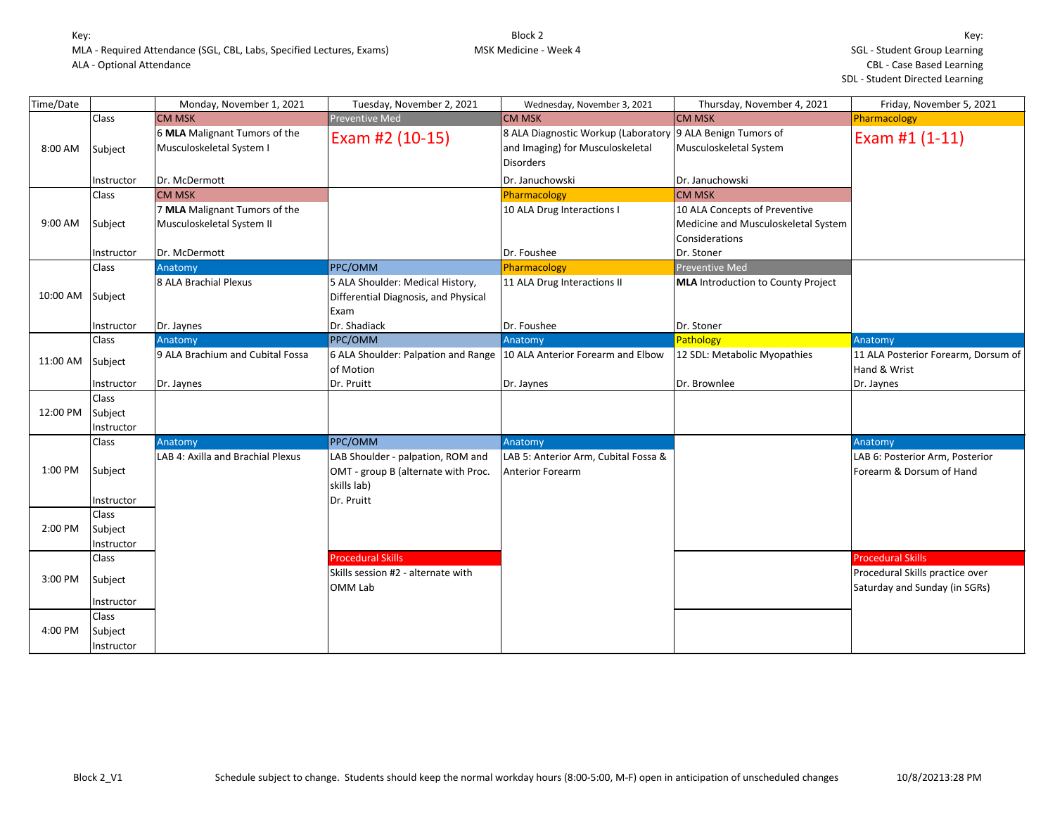Key:
MLA - Required Attendance (SGL, CBL, Labs, Specified Lectures, Exams)
ALA - Optional Attendance

Block 2
MSK Medicine - Week 4

Key:
SGL - Student Group Learning
CBL - Case Based Learning
SDL - Student Directed Learning

| Time/Date | | Monday, November 1, 2021 | Tuesday, November 2, 2021 | Wednesday, November 3, 2021 | Thursday, November 4, 2021 | Friday, November 5, 2021 |
|---|---|---|---|---|---|---|
| 8:00 AM | Class | CM MSK | Preventive Med | CM MSK | CM MSK | Pharmacology |
| | Subject | 6 **MLA** Malignant Tumors of the Musculoskeletal System I | Exam #2 (10-15) | 8 ALA Diagnostic Workup (Laboratory and Imaging) for Musculoskeletal Disorders | 9 ALA Benign Tumors of Musculoskeletal System | Exam #1 (1-11) |
| | Instructor | Dr. McDermott | | Dr. Januchowski | Dr. Januchowski | |
| 9:00 AM | Class | CM MSK | | Pharmacology | CM MSK | |
| | Subject | 7 **MLA** Malignant Tumors of the Musculoskeletal System II | | 10 ALA Drug Interactions I | 10 ALA Concepts of Preventive Medicine and Musculoskeletal System Considerations | |
| | Instructor | Dr. McDermott | | Dr. Foushee | Dr. Stoner | |
| 10:00 AM | Class | Anatomy | PPC/OMM | Pharmacology | Preventive Med | |
| | Subject | 8 ALA Brachial Plexus | 5 ALA Shoulder: Medical History, Differential Diagnosis, and Physical Exam | 11 ALA Drug Interactions II | **MLA** Introduction to County Project | |
| | Instructor | Dr. Jaynes | Dr. Shadiack | Dr. Foushee | Dr. Stoner | |
| 11:00 AM | Class | Anatomy | PPC/OMM | Anatomy | Pathology | Anatomy |
| | Subject | 9 ALA Brachium and Cubital Fossa | 6 ALA Shoulder: Palpation and Range of Motion | 10 ALA Anterior Forearm and Elbow | 12 SDL: Metabolic Myopathies | 11 ALA Posterior Forearm, Dorsum of Hand & Wrist |
| | Instructor | Dr. Jaynes | Dr. Pruitt | Dr. Jaynes | Dr. Brownlee | Dr. Jaynes |
| 12:00 PM | Class | | | | | |
| | Subject | | | | | |
| | Instructor | | | | | |
| 1:00 PM | Class | Anatomy | PPC/OMM | Anatomy | | Anatomy |
| | Subject | LAB 4: Axilla and Brachial Plexus | LAB Shoulder - palpation, ROM and OMT - group B (alternate with Proc. skills lab) | LAB 5: Anterior Arm, Cubital Fossa & Anterior Forearm | | LAB 6: Posterior Arm, Posterior Forearm & Dorsum of Hand |
| | Instructor | | Dr. Pruitt | | | |
| 2:00 PM | Class | | | | | |
| | Subject | | | | | |
| | Instructor | | | | | |
| 3:00 PM | Class | | Procedural Skills | | | Procedural Skills |
| | Subject | | Skills session #2 - alternate with OMM Lab | | | Procedural Skills practice over Saturday and Sunday (in SGRs) |
| | Instructor | | | | | |
| 4:00 PM | Class | | | | | |
| | Subject | | | | | |
| | Instructor | | | | | |

Block 2_V1 Schedule subject to change. Students should keep the normal workday hours (8:00-5:00, M-F) open in anticipation of unscheduled changes 10/8/20213:28 PM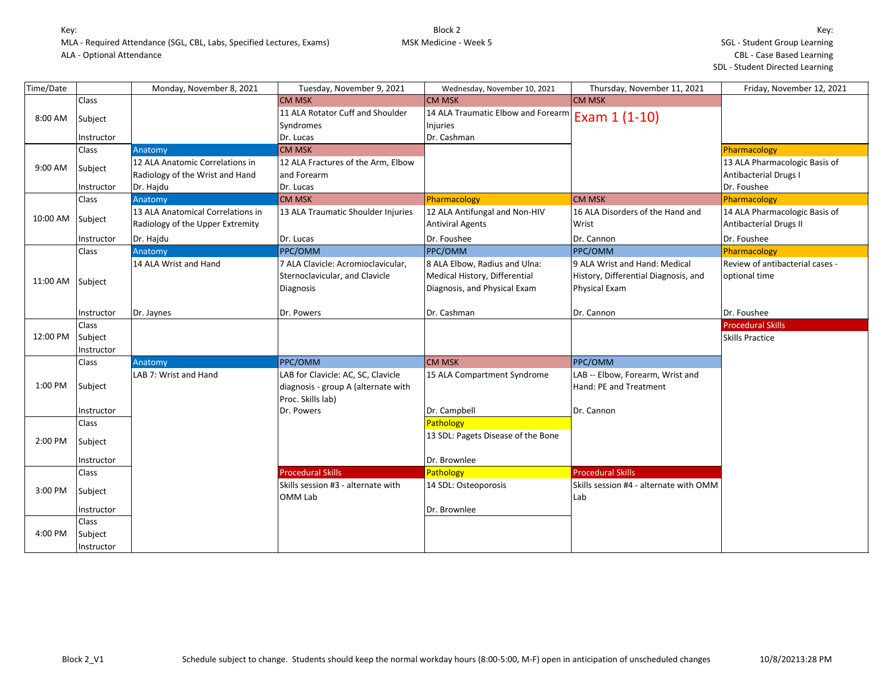Key:
MLA - Required Attendance (SGL, CBL, Labs, Specified Lectures, Exams)
ALA - Optional Attendance

Block 2
MSK Medicine - Week 5

Key:
SGL - Student Group Learning
CBL - Case Based Learning
SDL - Student Directed Learning

| Time/Date | | Monday, November 8, 2021 | Tuesday, November 9, 2021 | Wednesday, November 10, 2021 | Thursday, November 11, 2021 | Friday, November 12, 2021 |
|---|---|---|---|---|---|---|
| 8:00 AM | Class | | CM MSK | CM MSK | CM MSK | |
| | Subject | | 11 ALA Rotator Cuff and Shoulder Syndromes | 14 ALA Traumatic Elbow and Forearm Injuries | Exam 1 (1-10) | |
| | Instructor | | Dr. Lucas | Dr. Cashman | | |
| 9:00 AM | Class | Anatomy | CM MSK | | | Pharmacology |
| | Subject | 12 ALA Anatomic Correlations in Radiology of the Wrist and Hand | 12 ALA Fractures of the Arm, Elbow and Forearm | | | 13 ALA Pharmacologic Basis of Antibacterial Drugs I |
| | Instructor | Dr. Hajdu | Dr. Lucas | | | Dr. Foushee |
| 10:00 AM | Class | Anatomy | CM MSK | Pharmacology | CM MSK | Pharmacology |
| | Subject | 13 ALA Anatomical Correlations in Radiology of the Upper Extremity | 13 ALA Traumatic Shoulder Injuries | 12 ALA Antifungal and Non-HIV Antiviral Agents | 16 ALA Disorders of the Hand and Wrist | 14 ALA Pharmacologic Basis of Antibacterial Drugs II |
| | Instructor | Dr. Hajdu | Dr. Lucas | Dr. Foushee | Dr. Cannon | Dr. Foushee |
| 11:00 AM | Class | Anatomy | PPC/OMM | PPC/OMM | PPC/OMM | Pharmacology |
| | Subject | 14 ALA Wrist and Hand | 7 ALA Clavicle: Acromioclavicular, Sternoclavicular, and Clavicle Diagnosis | 8 ALA Elbow, Radius and Ulna: Medical History, Differential Diagnosis, and Physical Exam | 9 ALA Wrist and Hand: Medical History, Differential Diagnosis, and Physical Exam | Review of antibacterial cases - optional time |
| | Instructor | Dr. Jaynes | Dr. Powers | Dr. Cashman | Dr. Cannon | Dr. Foushee |
| 12:00 PM | Class | | | | | Procedural Skills |
| | Subject | | | | | Skills Practice |
| | Instructor | | | | | |
| 1:00 PM | Class | Anatomy | PPC/OMM | CM MSK | PPC/OMM | |
| | Subject | LAB 7: Wrist and Hand | LAB for Clavicle: AC, SC, Clavicle diagnosis - group A (alternate with Proc. Skills lab) | 15 ALA Compartment Syndrome | LAB -- Elbow, Forearm, Wrist and Hand: PE and Treatment | |
| | Instructor | | Dr. Powers | Dr. Campbell | Dr. Cannon | |
| 2:00 PM | Class | | | Pathology | | |
| | Subject | | | 13 SDL: Pagets Disease of the Bone | | |
| | Instructor | | | Dr. Brownlee | | |
| 3:00 PM | Class | | Procedural Skills | Pathology | Procedural Skills | |
| | Subject | | Skills session #3 - alternate with OMM Lab | 14 SDL: Osteoporosis | Skills session #4 - alternate with OMM Lab | |
| | Instructor | | | Dr. Brownlee | | |
| 4:00 PM | Class | | | | | |
| | Subject | | | | | |
| | Instructor | | | | | |

Block 2_V1 — Schedule subject to change. Students should keep the normal workday hours (8:00-5:00, M-F) open in anticipation of unscheduled changes — 10/8/20213:28 PM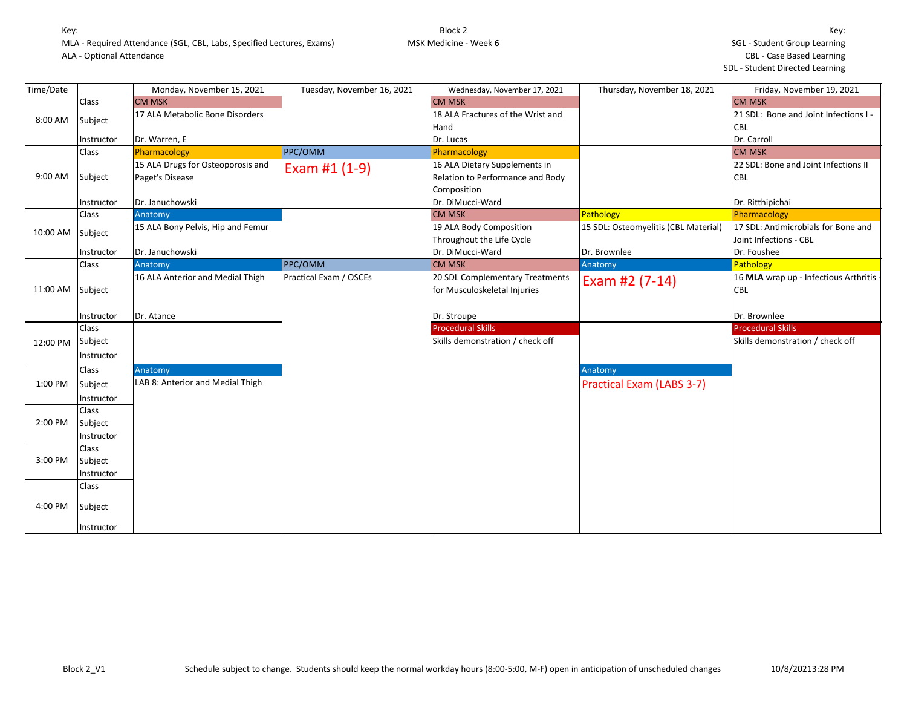Key:
MLA - Required Attendance (SGL, CBL, Labs, Specified Lectures, Exams)
ALA - Optional Attendance

Block 2
MSK Medicine - Week 6

Key:
SGL - Student Group Learning
CBL - Case Based Learning
SDL - Student Directed Learning

| Time/Date | | Monday, November 15, 2021 | Tuesday, November 16, 2021 | Wednesday, November 17, 2021 | Thursday, November 18, 2021 | Friday, November 19, 2021 |
|---|---|---|---|---|---|---|
| 8:00 AM | Class | CM MSK | | CM MSK | | CM MSK |
| | Subject | 17 ALA Metabolic Bone Disorders | | 18 ALA Fractures of the Wrist and Hand | | 21 SDL: Bone and Joint Infections I - CBL |
| | Instructor | Dr. Warren, E | | Dr. Lucas | | Dr. Carroll |
| 9:00 AM | Class | Pharmacology | PPC/OMM | Pharmacology | | CM MSK |
| | Subject | 15 ALA Drugs for Osteoporosis and Paget's Disease | Exam #1 (1-9) | 16 ALA Dietary Supplements in Relation to Performance and Body Composition | | 22 SDL: Bone and Joint Infections II CBL |
| | Instructor | Dr. Januchowski | | Dr. DiMucci-Ward | | Dr. Ritthipichai |
| 10:00 AM | Class | Anatomy | | CM MSK | Pathology | Pharmacology |
| | Subject | 15 ALA Bony Pelvis, Hip and Femur | | 19 ALA Body Composition Throughout the Life Cycle | 15 SDL: Osteomyelitis (CBL Material) | 17 SDL: Antimicrobials for Bone and Joint Infections - CBL |
| | Instructor | Dr. Januchowski | | Dr. DiMucci-Ward | Dr. Brownlee | Dr. Foushee |
| 11:00 AM | Class | Anatomy | PPC/OMM | CM MSK | Anatomy | Pathology |
| | Subject | 16 ALA Anterior and Medial Thigh | Practical Exam / OSCEs | 20 SDL Complementary Treatments for Musculoskeletal Injuries | Exam #2 (7-14) | 16 **MLA** wrap up - Infectious Arthritis - CBL |
| | Instructor | Dr. Atance | | Dr. Stroupe | | Dr. Brownlee |
| 12:00 PM | Class | | | Procedural Skills | | Procedural Skills |
| | Subject | | | Skills demonstration / check off | | Skills demonstration / check off |
| | Instructor | | | | | |
| 1:00 PM | Class | Anatomy | | | Anatomy | |
| | Subject | LAB 8: Anterior and Medial Thigh | | | Practical Exam (LABS 3-7) | |
| | Instructor | | | | | |
| 2:00 PM | Class | | | | | |
| | Subject | | | | | |
| | Instructor | | | | | |
| 3:00 PM | Class | | | | | |
| | Subject | | | | | |
| | Instructor | | | | | |
| 4:00 PM | Class | | | | | |
| | Subject | | | | | |
| | Instructor | | | | | |

Block 2_V1 Schedule subject to change. Students should keep the normal workday hours (8:00-5:00, M-F) open in anticipation of unscheduled changes 10/8/20213:28 PM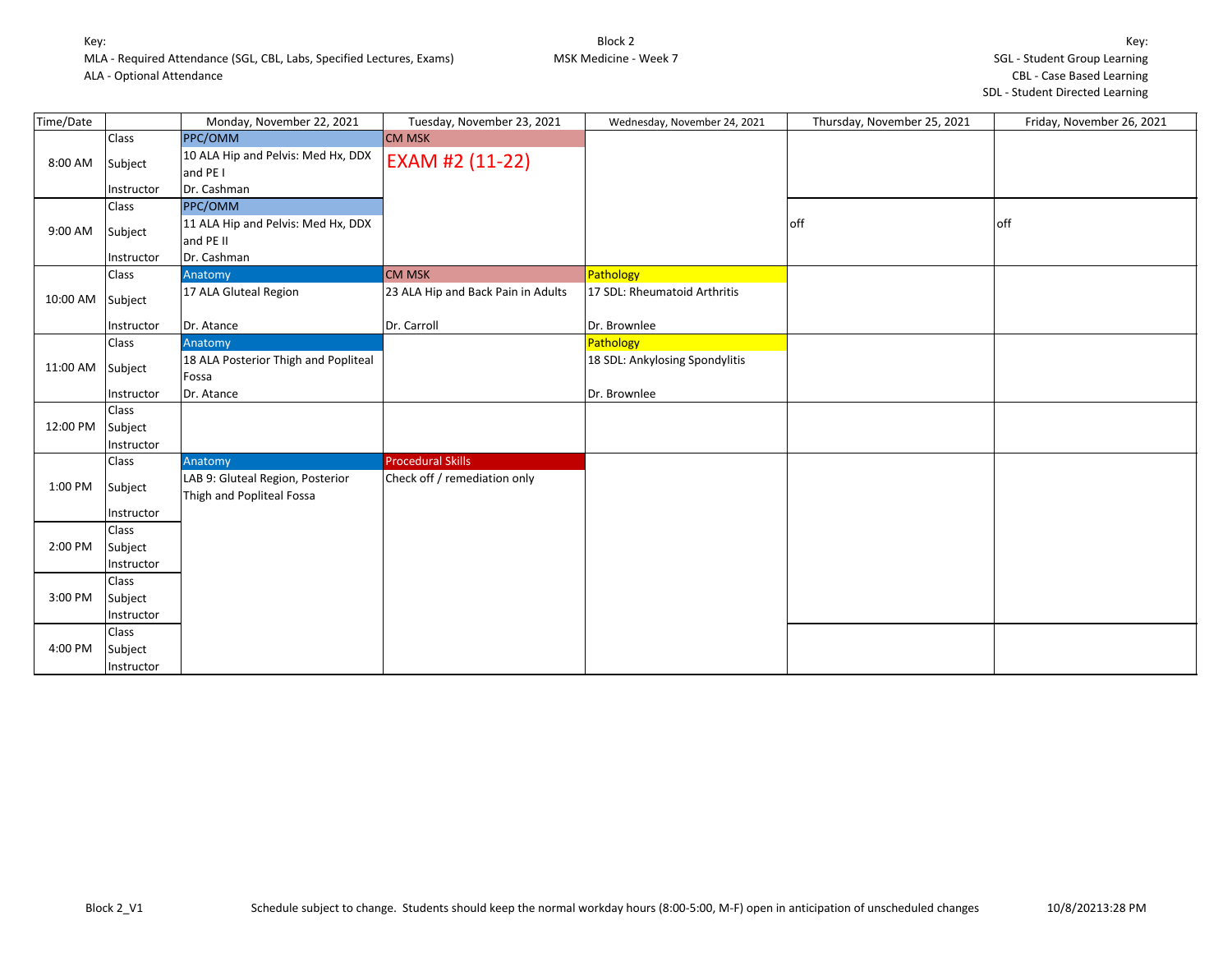Key:
MLA - Required Attendance (SGL, CBL, Labs, Specified Lectures, Exams)
ALA - Optional Attendance

Block 2
MSK Medicine - Week 7

Key:
SGL - Student Group Learning
CBL - Case Based Learning
SDL - Student Directed Learning

| Time/Date | | Monday, November 22, 2021 | Tuesday, November 23, 2021 | Wednesday, November 24, 2021 | Thursday, November 25, 2021 | Friday, November 26, 2021 |
|---|---|---|---|---|---|---|
| 8:00 AM | Class | PPC/OMM | CM MSK | | | |
| | Subject | 10 ALA Hip and Pelvis: Med Hx, DDX and PE I | EXAM #2 (11-22) | | | |
| | Instructor | Dr. Cashman | | | | |
| 9:00 AM | Class | PPC/OMM | | | | |
| | Subject | 11 ALA Hip and Pelvis: Med Hx, DDX and PE II | | | off | off |
| | Instructor | Dr. Cashman | | | | |
| 10:00 AM | Class | Anatomy | CM MSK | Pathology | | |
| | Subject | 17 ALA Gluteal Region | 23 ALA Hip and Back Pain in Adults | 17 SDL: Rheumatoid Arthritis | | |
| | Instructor | Dr. Atance | Dr. Carroll | Dr. Brownlee | | |
| 11:00 AM | Class | Anatomy | | Pathology | | |
| | Subject | 18 ALA Posterior Thigh and Popliteal Fossa | | 18 SDL: Ankylosing Spondylitis | | |
| | Instructor | Dr. Atance | | Dr. Brownlee | | |
| 12:00 PM | Class | | | | | |
| | Subject | | | | | |
| | Instructor | | | | | |
| 1:00 PM | Class | Anatomy | Procedural Skills | | | |
| | Subject | LAB 9: Gluteal Region, Posterior Thigh and Popliteal Fossa | Check off / remediation only | | | |
| | Instructor | | | | | |
| 2:00 PM | Class | | | | | |
| | Subject | | | | | |
| | Instructor | | | | | |
| 3:00 PM | Class | | | | | |
| | Subject | | | | | |
| | Instructor | | | | | |
| 4:00 PM | Class | | | | | |
| | Subject | | | | | |
| | Instructor | | | | | |

Block 2_V1 — Schedule subject to change. Students should keep the normal workday hours (8:00-5:00, M-F) open in anticipation of unscheduled changes — 10/8/20213:28 PM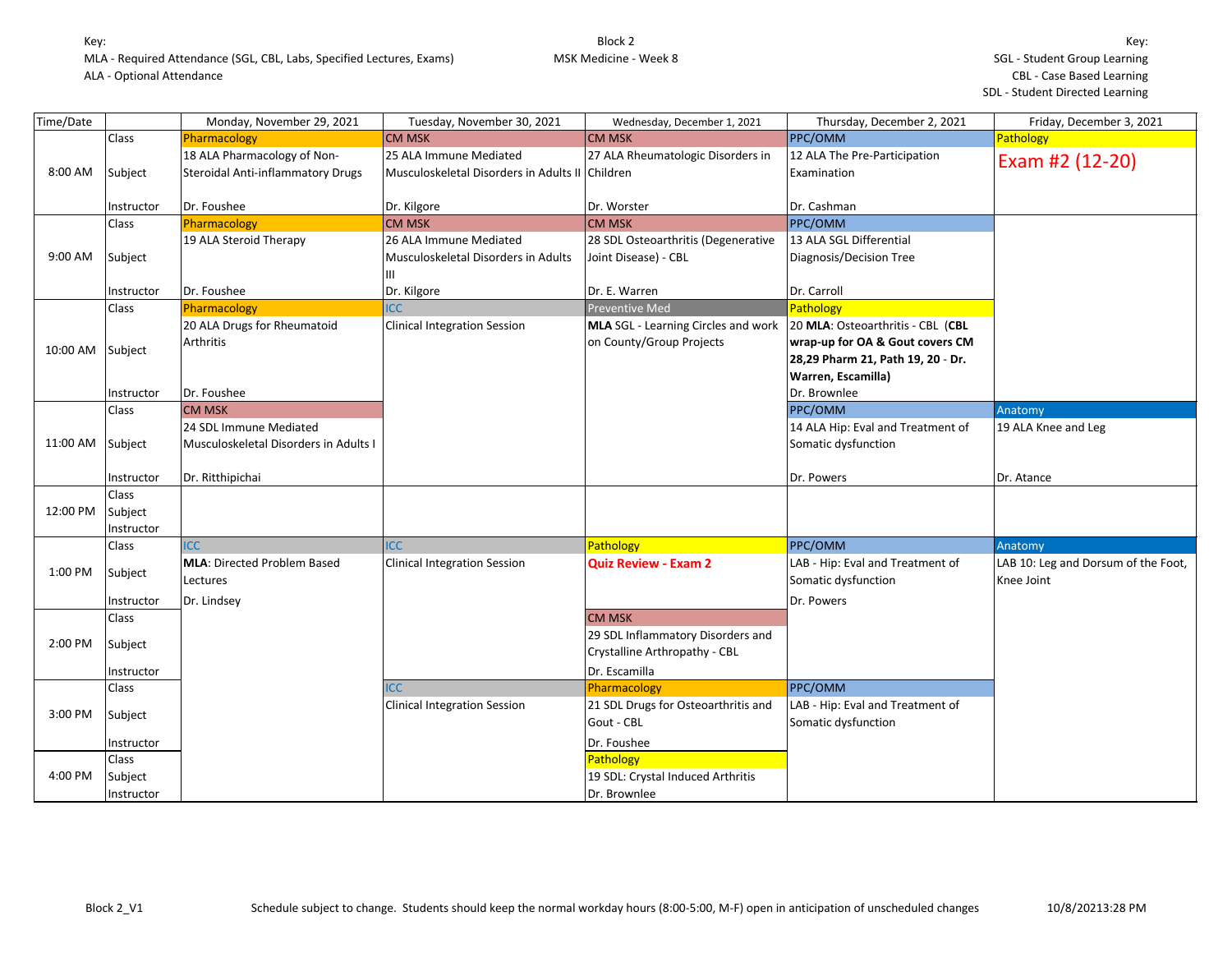Key:
MLA - Required Attendance (SGL, CBL, Labs, Specified Lectures, Exams)
ALA - Optional Attendance

Block 2
MSK Medicine - Week 8

Key:
SGL - Student Group Learning
CBL - Case Based Learning
SDL - Student Directed Learning

| Time/Date | | Monday, November 29, 2021 | Tuesday, November 30, 2021 | Wednesday, December 1, 2021 | Thursday, December 2, 2021 | Friday, December 3, 2021 |
|---|---|---|---|---|---|---|
| 8:00 AM | Class | Pharmacology | CM MSK | CM MSK | PPC/OMM | Pathology |
| | Subject | 18 ALA Pharmacology of Non-Steroidal Anti-inflammatory Drugs | 25 ALA Immune Mediated Musculoskeletal Disorders in Adults II | 27 ALA Rheumatologic Disorders in Children | 12 ALA The Pre-Participation Examination | Exam #2 (12-20) |
| | Instructor | Dr. Foushee | Dr. Kilgore | Dr. Worster | Dr. Cashman | |
| 9:00 AM | Class | Pharmacology | CM MSK | CM MSK | PPC/OMM | |
| | Subject | 19 ALA Steroid Therapy | 26 ALA Immune Mediated Musculoskeletal Disorders in Adults III | 28 SDL Osteoarthritis (Degenerative Joint Disease) - CBL | 13 ALA SGL Differential Diagnosis/Decision Tree | |
| | Instructor | Dr. Foushee | Dr. Kilgore | Dr. E. Warren | Dr. Carroll | |
| 10:00 AM | Class | Pharmacology | ICC | Preventive Med | Pathology | |
| | Subject | 20 ALA Drugs for Rheumatoid Arthritis | Clinical Integration Session | **MLA** SGL - Learning Circles and work on County/Group Projects | 20 **MLA**: Osteoarthritis - CBL (**CBL wrap-up for OA & Gout covers CM 28,29 Pharm 21, Path 19, 20 - Dr. Warren, Escamilla)** | |
| | Instructor | Dr. Foushee | | | Dr. Brownlee | |
| 11:00 AM | Class | CM MSK | | | PPC/OMM | Anatomy |
| | Subject | 24 SDL Immune Mediated Musculoskeletal Disorders in Adults I | | | 14 ALA Hip: Eval and Treatment of Somatic dysfunction | 19 ALA Knee and Leg |
| | Instructor | Dr. Ritthipichai | | | Dr. Powers | Dr. Atance |
| 12:00 PM | Class | | | | | |
| | Subject | | | | | |
| | Instructor | | | | | |
| 1:00 PM | Class | ICC | ICC | Pathology | PPC/OMM | Anatomy |
| | Subject | **MLA**: Directed Problem Based Lectures | Clinical Integration Session | **Quiz Review - Exam 2** | LAB - Hip: Eval and Treatment of Somatic dysfunction | LAB 10: Leg and Dorsum of the Foot, Knee Joint |
| | Instructor | Dr. Lindsey | | | Dr. Powers | |
| 2:00 PM | Class | | | CM MSK | | |
| | Subject | | | 29 SDL Inflammatory Disorders and Crystalline Arthropathy - CBL | | |
| | Instructor | | | Dr. Escamilla | | |
| 3:00 PM | Class | | ICC | Pharmacology | PPC/OMM | |
| | Subject | | Clinical Integration Session | 21 SDL Drugs for Osteoarthritis and Gout - CBL | LAB - Hip: Eval and Treatment of Somatic dysfunction | |
| | Instructor | | | Dr. Foushee | | |
| 4:00 PM | Class | | | Pathology | | |
| | Subject | | | 19 SDL: Crystal Induced Arthritis | | |
| | Instructor | | | Dr. Brownlee | | |

Block 2_V1 — Schedule subject to change. Students should keep the normal workday hours (8:00-5:00, M-F) open in anticipation of unscheduled changes — 10/8/20213:28 PM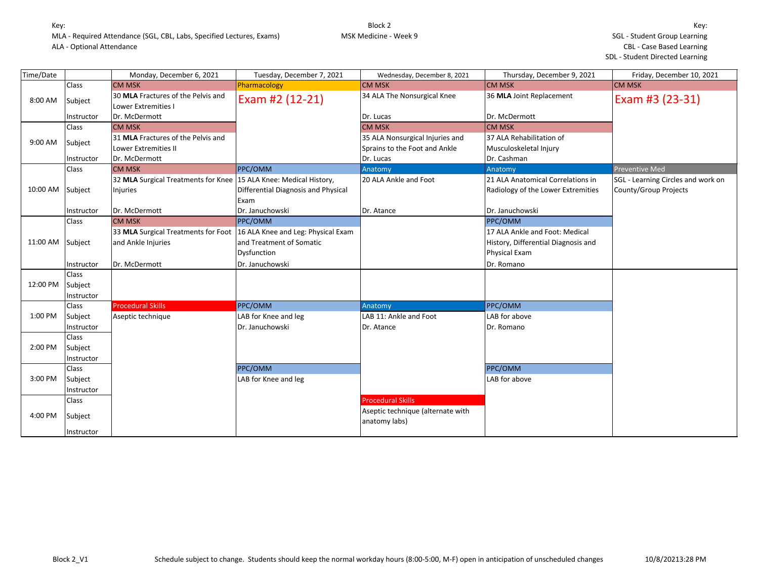Key:
MLA - Required Attendance (SGL, CBL, Labs, Specified Lectures, Exams)
ALA - Optional Attendance

Block 2
MSK Medicine - Week 9

Key:
SGL - Student Group Learning
CBL - Case Based Learning
SDL - Student Directed Learning

| Time/Date | | Monday, December 6, 2021 | Tuesday, December 7, 2021 | Wednesday, December 8, 2021 | Thursday, December 9, 2021 | Friday, December 10, 2021 |
|---|---|---|---|---|---|---|
| 8:00 AM | Class | CM MSK | Pharmacology | CM MSK | CM MSK | CM MSK |
| | Subject | 30 **MLA** Fractures of the Pelvis and Lower Extremities I | Exam #2 (12-21) | 34 ALA The Nonsurgical Knee | 36 **MLA** Joint Replacement | Exam #3 (23-31) |
| | Instructor | Dr. McDermott | | Dr. Lucas | Dr. McDermott | |
| 9:00 AM | Class | CM MSK | | CM MSK | CM MSK | |
| | Subject | 31 **MLA** Fractures of the Pelvis and Lower Extremities II | | 35 ALA Nonsurgical Injuries and Sprains to the Foot and Ankle | 37 ALA Rehabilitation of Musculoskeletal Injury | |
| | Instructor | Dr. McDermott | | Dr. Lucas | Dr. Cashman | |
| 10:00 AM | Class | CM MSK | PPC/OMM | Anatomy | Anatomy | Preventive Med |
| | Subject | 32 **MLA** Surgical Treatments for Knee Injuries | 15 ALA Knee: Medical History, Differential Diagnosis and Physical Exam | 20 ALA Ankle and Foot | 21 ALA Anatomical Correlations in Radiology of the Lower Extremities | SGL - Learning Circles and work on County/Group Projects |
| | Instructor | Dr. McDermott | Dr. Januchowski | Dr. Atance | Dr. Januchowski | |
| 11:00 AM | Class | CM MSK | PPC/OMM | | PPC/OMM | |
| | Subject | 33 **MLA** Surgical Treatments for Foot and Ankle Injuries | 16 ALA Knee and Leg: Physical Exam and Treatment of Somatic Dysfunction | | 17 ALA Ankle and Foot: Medical History, Differential Diagnosis and Physical Exam | |
| | Instructor | Dr. McDermott | Dr. Januchowski | | Dr. Romano | |
| 12:00 PM | Class | | | | | |
| | Subject | | | | | |
| | Instructor | | | | | |
| 1:00 PM | Class | Procedural Skills | PPC/OMM | Anatomy | PPC/OMM | |
| | Subject | Aseptic technique | LAB for Knee and leg | LAB 11: Ankle and Foot | LAB for above | |
| | Instructor | | Dr. Januchowski | Dr. Atance | Dr. Romano | |
| 2:00 PM | Class | | | | | |
| | Subject | | | | | |
| | Instructor | | | | | |
| 3:00 PM | Class | | PPC/OMM | | PPC/OMM | |
| | Subject | | LAB for Knee and leg | | LAB for above | |
| | Instructor | | | | | |
| 4:00 PM | Class | | | Procedural Skills | | |
| | Subject | | | Aseptic technique (alternate with anatomy labs) | | |
| | Instructor | | | | | |

Block 2_V1 — Schedule subject to change. Students should keep the normal workday hours (8:00-5:00, M-F) open in anticipation of unscheduled changes — 10/8/20213:28 PM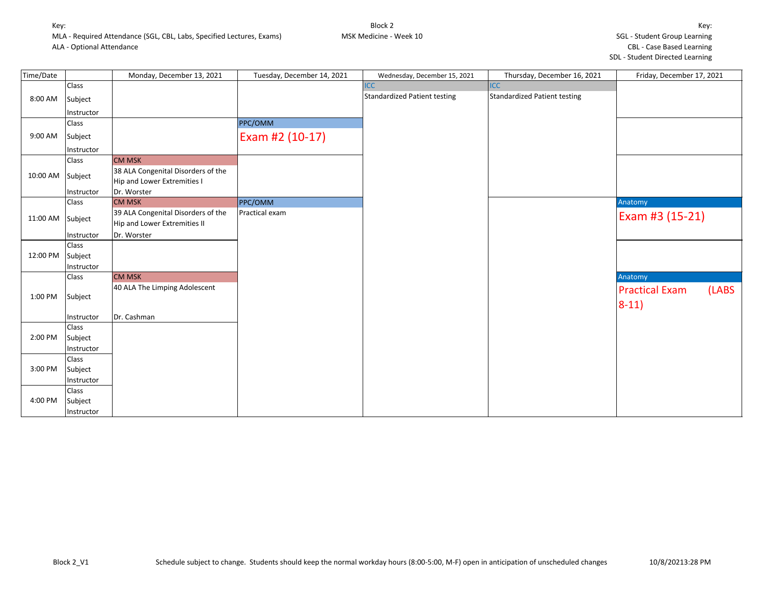Key:
MLA - Required Attendance (SGL, CBL, Labs, Specified Lectures, Exams)
ALA - Optional Attendance

Block 2
MSK Medicine - Week 10

Key:
SGL - Student Group Learning
CBL - Case Based Learning
SDL - Student Directed Learning

| Time/Date | | Monday, December 13, 2021 | Tuesday, December 14, 2021 | Wednesday, December 15, 2021 | Thursday, December 16, 2021 | Friday, December 17, 2021 |
|---|---|---|---|---|---|---|
| 8:00 AM | Class | | | ICC | ICC | |
| | Subject | | | Standardized Patient testing | Standardized Patient testing | |
| | Instructor | | | | | |
| 9:00 AM | Class | | PPC/OMM | | | |
| | Subject | | Exam #2 (10-17) | | | |
| | Instructor | | | | | |
| 10:00 AM | Class | CM MSK | | | | |
| | Subject | 38 ALA Congenital Disorders of the Hip and Lower Extremities I | | | | |
| | Instructor | Dr. Worster | | | | |
| 11:00 AM | Class | CM MSK | PPC/OMM | | | Anatomy |
| | Subject | 39 ALA Congenital Disorders of the Hip and Lower Extremities II | Practical exam | | | Exam #3 (15-21) |
| | Instructor | Dr. Worster | | | | |
| 12:00 PM | Class | | | | | |
| | Subject | | | | | |
| | Instructor | | | | | |
| 1:00 PM | Class | CM MSK | | | | Anatomy |
| | Subject | 40 ALA The Limping Adolescent | | | | Practical Exam (LABS 8-11) |
| | Instructor | Dr. Cashman | | | | |
| 2:00 PM | Class | | | | | |
| | Subject | | | | | |
| | Instructor | | | | | |
| 3:00 PM | Class | | | | | |
| | Subject | | | | | |
| | Instructor | | | | | |
| 4:00 PM | Class | | | | | |
| | Subject | | | | | |
| | Instructor | | | | | |

Block 2_V1 — Schedule subject to change. Students should keep the normal workday hours (8:00-5:00, M-F) open in anticipation of unscheduled changes — 10/8/20213:28 PM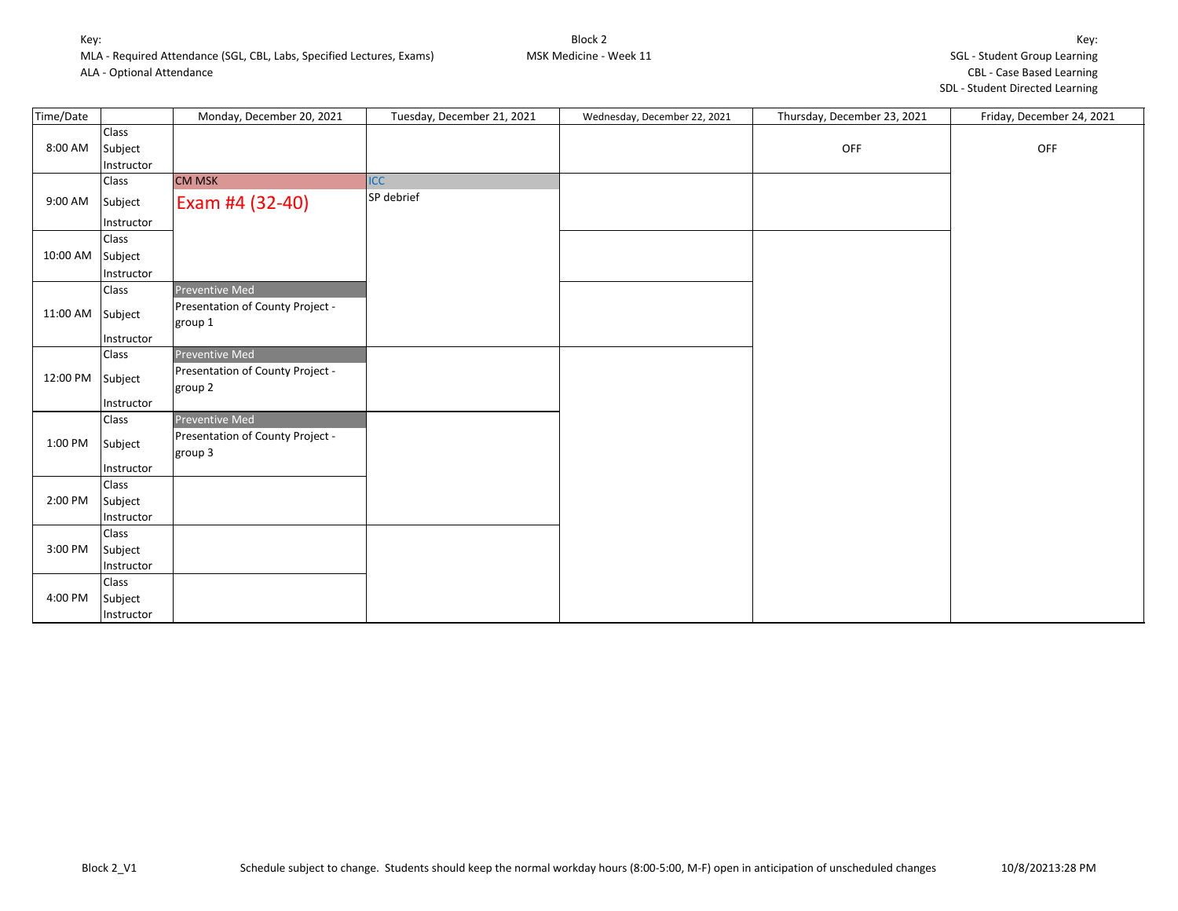Key:
MLA - Required Attendance (SGL, CBL, Labs, Specified Lectures, Exams)
ALA - Optional Attendance

Block 2
MSK Medicine - Week 11

Key:
SGL - Student Group Learning
CBL - Case Based Learning
SDL - Student Directed Learning

| Time/Date | | Monday, December 20, 2021 | Tuesday, December 21, 2021 | Wednesday, December 22, 2021 | Thursday, December 23, 2021 | Friday, December 24, 2021 |
|---|---|---|---|---|---|---|
| 8:00 AM | Class<br>Subject<br>Instructor | | | | OFF | OFF |
| 9:00 AM | Class<br>Subject<br>Instructor | CM MSK<br>Exam #4 (32-40) | ICC<br>SP debrief | | | |
| 10:00 AM | Class<br>Subject<br>Instructor | | | | | |
| 11:00 AM | Class<br>Subject<br>Instructor | Preventive Med<br>Presentation of County Project - group 1 | | | | |
| 12:00 PM | Class<br>Subject<br>Instructor | Preventive Med<br>Presentation of County Project - group 2 | | | | |
| 1:00 PM | Class<br>Subject<br>Instructor | Preventive Med<br>Presentation of County Project - group 3 | | | | |
| 2:00 PM | Class<br>Subject<br>Instructor | | | | | |
| 3:00 PM | Class<br>Subject<br>Instructor | | | | | |
| 4:00 PM | Class<br>Subject<br>Instructor | | | | | |

Block 2_V1 Schedule subject to change. Students should keep the normal workday hours (8:00-5:00, M-F) open in anticipation of unscheduled changes 10/8/20213:28 PM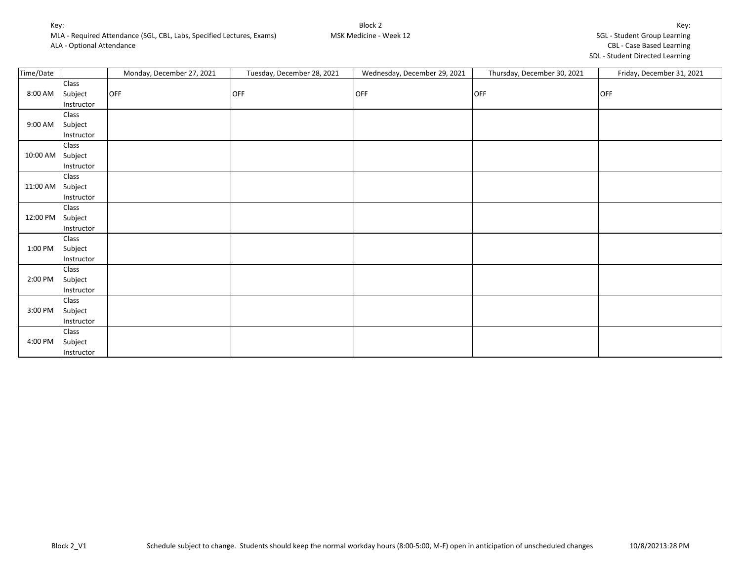Key:
MLA - Required Attendance (SGL, CBL, Labs, Specified Lectures, Exams)
ALA - Optional Attendance

Block 2
MSK Medicine - Week 12

Key:
SGL - Student Group Learning
CBL - Case Based Learning
SDL - Student Directed Learning

| Time/Date | | Monday, December 27, 2021 | Tuesday, December 28, 2021 | Wednesday, December 29, 2021 | Thursday, December 30, 2021 | Friday, December 31, 2021 |
|---|---|---|---|---|---|---|
| 8:00 AM | Class<br>Subject<br>Instructor | OFF | OFF | OFF | OFF | OFF |
| 9:00 AM | Class<br>Subject<br>Instructor | | | | | |
| 10:00 AM | Class<br>Subject<br>Instructor | | | | | |
| 11:00 AM | Class<br>Subject<br>Instructor | | | | | |
| 12:00 PM | Class<br>Subject<br>Instructor | | | | | |
| 1:00 PM | Class<br>Subject<br>Instructor | | | | | |
| 2:00 PM | Class<br>Subject<br>Instructor | | | | | |
| 3:00 PM | Class<br>Subject<br>Instructor | | | | | |
| 4:00 PM | Class<br>Subject<br>Instructor | | | | | |

Block 2_V1 — Schedule subject to change. Students should keep the normal workday hours (8:00-5:00, M-F) open in anticipation of unscheduled changes — 10/8/20213:28 PM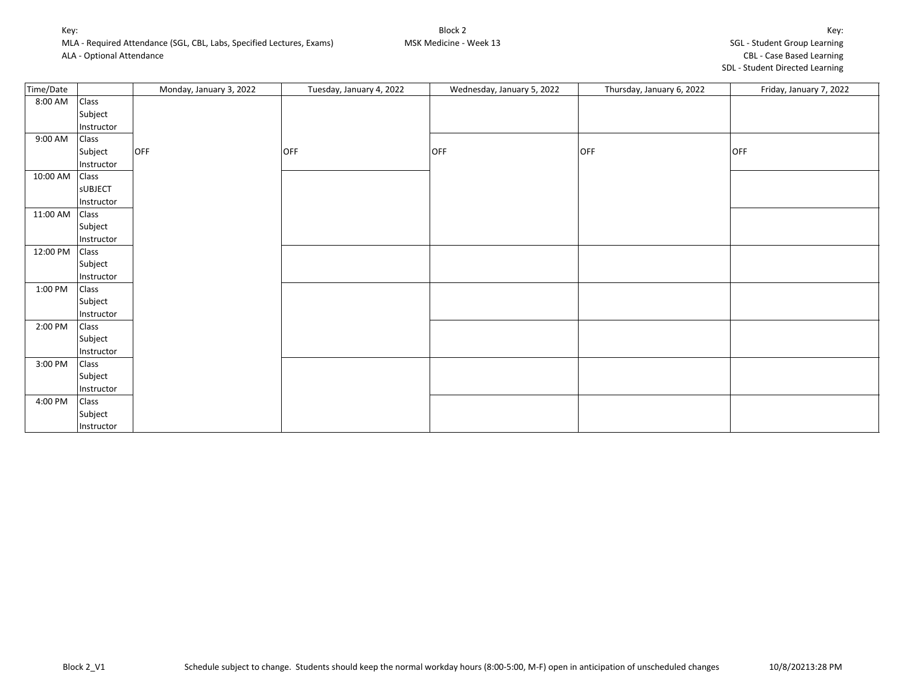Key:
MLA - Required Attendance (SGL, CBL, Labs, Specified Lectures, Exams)
ALA - Optional Attendance

Block 2
MSK Medicine - Week 13

Key:
SGL - Student Group Learning
CBL - Case Based Learning
SDL - Student Directed Learning

| Time/Date | | Monday, January 3, 2022 | Tuesday, January 4, 2022 | Wednesday, January 5, 2022 | Thursday, January 6, 2022 | Friday, January 7, 2022 |
|---|---|---|---|---|---|---|
| 8:00 AM | Class<br>Subject<br>Instructor | | | | | |
| 9:00 AM | Class<br>Subject<br>Instructor | OFF | OFF | OFF | OFF | OFF |
| 10:00 AM | Class<br>sUBJECT<br>Instructor | | | | | |
| 11:00 AM | Class<br>Subject<br>Instructor | | | | | |
| 12:00 PM | Class<br>Subject<br>Instructor | | | | | |
| 1:00 PM | Class<br>Subject<br>Instructor | | | | | |
| 2:00 PM | Class<br>Subject<br>Instructor | | | | | |
| 3:00 PM | Class<br>Subject<br>Instructor | | | | | |
| 4:00 PM | Class<br>Subject<br>Instructor | | | | | |

Block 2_V1

Schedule subject to change. Students should keep the normal workday hours (8:00-5:00, M-F) open in anticipation of unscheduled changes

10/8/20213:28 PM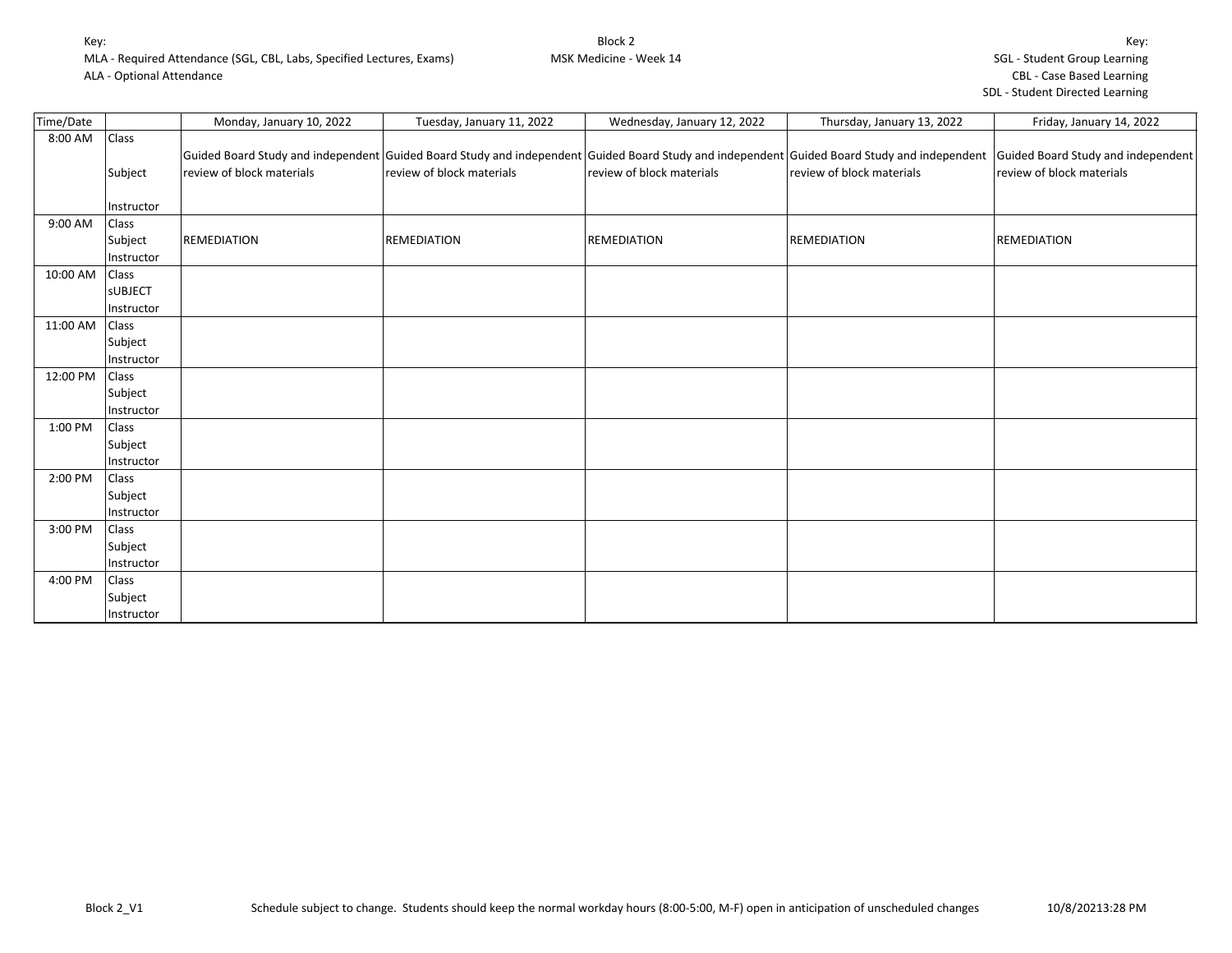Key:
MLA - Required Attendance (SGL, CBL, Labs, Specified Lectures, Exams)
ALA - Optional Attendance

Block 2
MSK Medicine - Week 14

Key:
SGL - Student Group Learning
CBL - Case Based Learning
SDL - Student Directed Learning

| Time/Date | | Monday, January 10, 2022 | Tuesday, January 11, 2022 | Wednesday, January 12, 2022 | Thursday, January 13, 2022 | Friday, January 14, 2022 |
|---|---|---|---|---|---|---|
| 8:00 AM | Class<br>Subject<br>Instructor | Guided Board Study and independent review of block materials | Guided Board Study and independent review of block materials | Guided Board Study and independent review of block materials | Guided Board Study and independent review of block materials | Guided Board Study and independent review of block materials |
| 9:00 AM | Class<br>Subject<br>Instructor | REMEDIATION | REMEDIATION | REMEDIATION | REMEDIATION | REMEDIATION |
| 10:00 AM | Class<br>sUBJECT<br>Instructor | | | | | |
| 11:00 AM | Class<br>Subject<br>Instructor | | | | | |
| 12:00 PM | Class<br>Subject<br>Instructor | | | | | |
| 1:00 PM | Class<br>Subject<br>Instructor | | | | | |
| 2:00 PM | Class<br>Subject<br>Instructor | | | | | |
| 3:00 PM | Class<br>Subject<br>Instructor | | | | | |
| 4:00 PM | Class<br>Subject<br>Instructor | | | | | |

Block 2_V1 Schedule subject to change. Students should keep the normal workday hours (8:00-5:00, M-F) open in anticipation of unscheduled changes 10/8/20213:28 PM